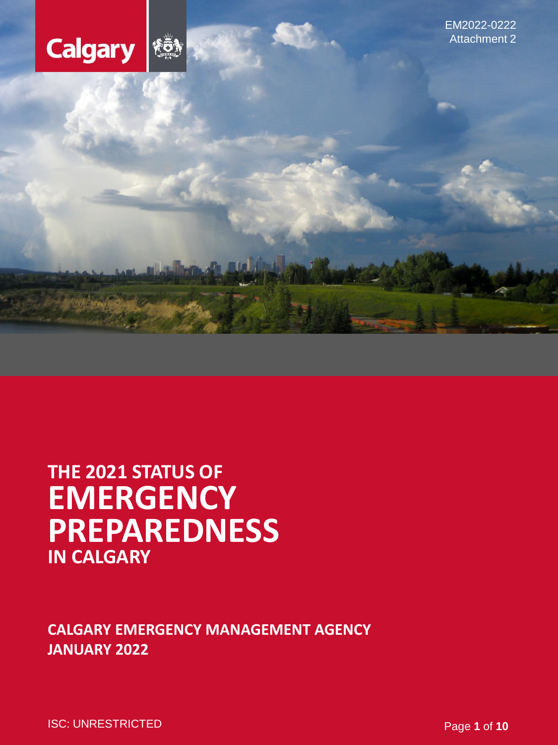EM2022-0222
Attachment 2

# THE 2021 STATUS OF EMERGENCY PREPAREDNESS IN CALGARY

**CALGARY EMERGENCY MANAGEMENT AGENCY**
**JANUARY 2022**

ISC: UNRESTRICTED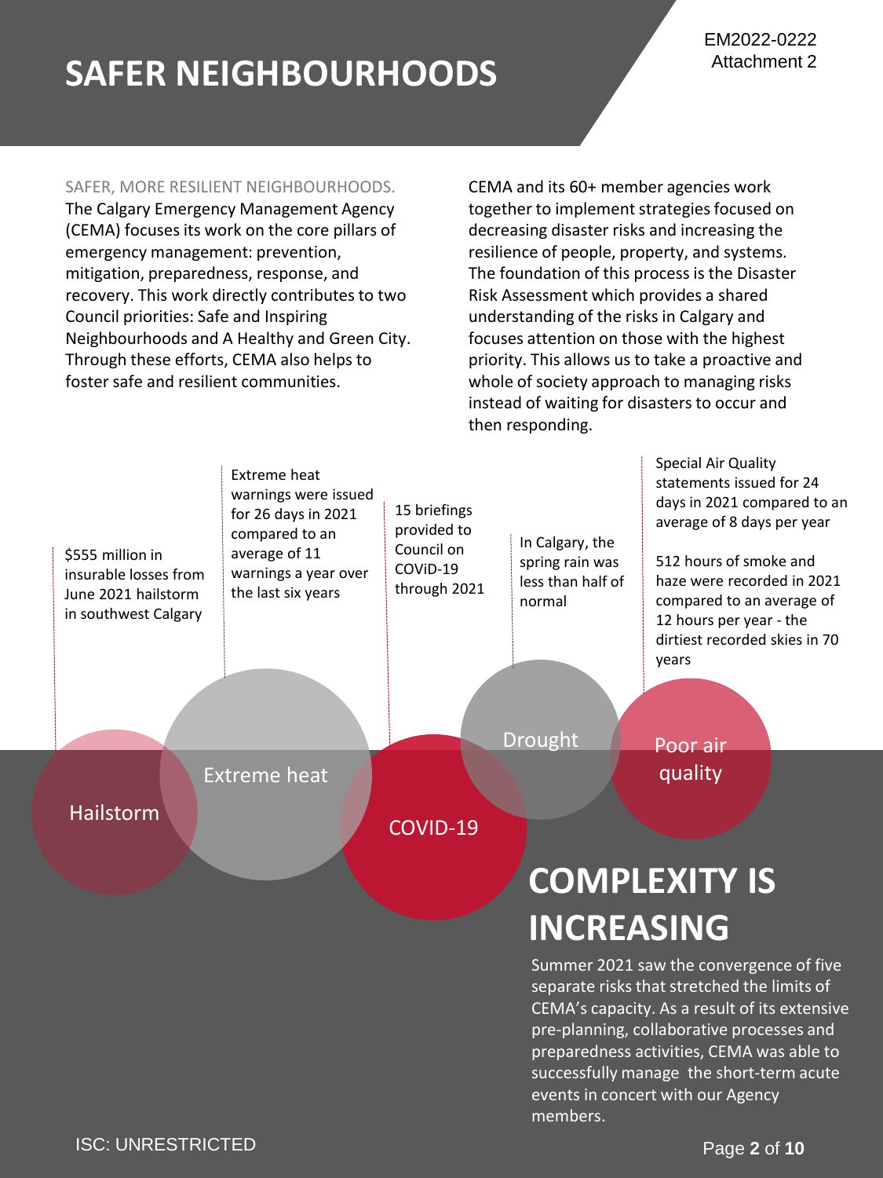# SAFER NEIGHBOURHOODS

EM2022-0222
Attachment 2

SAFER, MORE RESILIENT NEIGHBOURHOODS.

The Calgary Emergency Management Agency (CEMA) focuses its work on the core pillars of emergency management: prevention, mitigation, preparedness, response, and recovery. This work directly contributes to two Council priorities: Safe and Inspiring Neighbourhoods and A Healthy and Green City. Through these efforts, CEMA also helps to foster safe and resilient communities.

CEMA and its 60+ member agencies work together to implement strategies focused on decreasing disaster risks and increasing the resilience of people, property, and systems. The foundation of this process is the Disaster Risk Assessment which provides a shared understanding of the risks in Calgary and focuses attention on those with the highest priority. This allows us to take a proactive and whole of society approach to managing risks instead of waiting for disasters to occur and then responding.

**Hailstorm:** $555 million in insurable losses from June 2021 hailstorm in southwest Calgary

**Extreme heat:** Extreme heat warnings were issued for 26 days in 2021 compared to an average of 11 warnings a year over the last six years

**COVID-19:** 15 briefings provided to Council on COViD-19 through 2021

**Drought:** In Calgary, the spring rain was less than half of normal

**Poor air quality:** Special Air Quality statements issued for 24 days in 2021 compared to an average of 8 days per year

512 hours of smoke and haze were recorded in 2021 compared to an average of 12 hours per year - the dirtiest recorded skies in 70 years

## COMPLEXITY IS INCREASING

Summer 2021 saw the convergence of five separate risks that stretched the limits of CEMA's capacity. As a result of its extensive pre-planning, collaborative processes and preparedness activities, CEMA was able to successfully manage the short-term acute events in concert with our Agency members.

ISC: UNRESTRICTED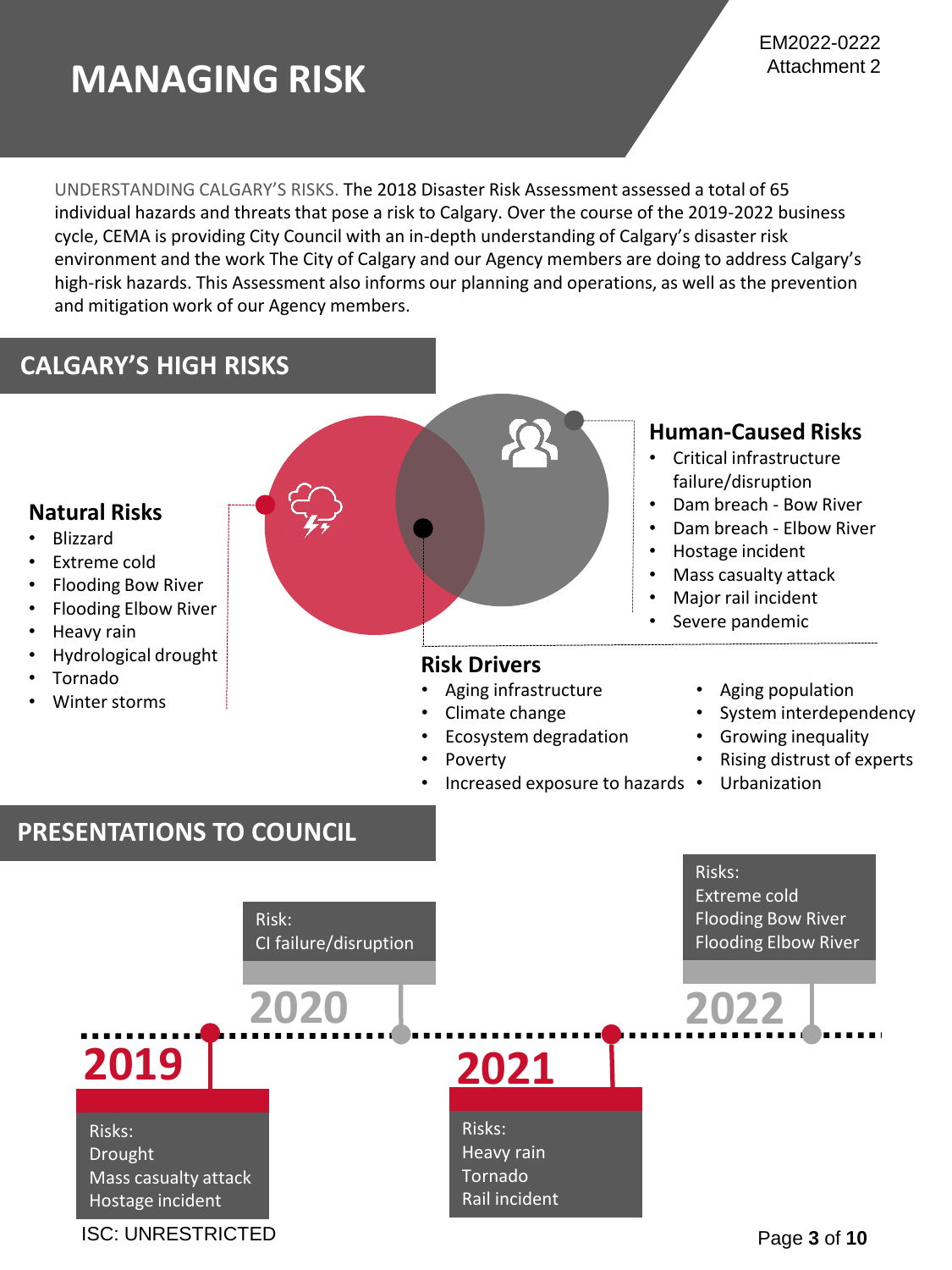EM2022-0222
Attachment 2

# MANAGING RISK

UNDERSTANDING CALGARY'S RISKS. The 2018 Disaster Risk Assessment assessed a total of 65 individual hazards and threats that pose a risk to Calgary. Over the course of the 2019-2022 business cycle, CEMA is providing City Council with an in-depth understanding of Calgary's disaster risk environment and the work The City of Calgary and our Agency members are doing to address Calgary's high-risk hazards. This Assessment also informs our planning and operations, as well as the prevention and mitigation work of our Agency members.

## CALGARY'S HIGH RISKS

### Natural Risks

- Blizzard
- Extreme cold
- Flooding Bow River
- Flooding Elbow River
- Heavy rain
- Hydrological drought
- Tornado
- Winter storms

### Human-Caused Risks

- Critical infrastructure failure/disruption
- Dam breach - Bow River
- Dam breach - Elbow River
- Hostage incident
- Mass casualty attack
- Major rail incident
- Severe pandemic

### Risk Drivers

- Aging infrastructure
- Climate change
- Ecosystem degradation
- Poverty
- Increased exposure to hazards
- Aging population
- System interdependency
- Growing inequality
- Rising distrust of experts
- Urbanization

## PRESENTATIONS TO COUNCIL

**2019**
Risks:
Drought
Mass casualty attack
Hostage incident

**2020**
Risk:
CI failure/disruption

**2021**
Risks:
Heavy rain
Tornado
Rail incident

**2022**
Risks:
Extreme cold
Flooding Bow River
Flooding Elbow River

ISC: UNRESTRICTED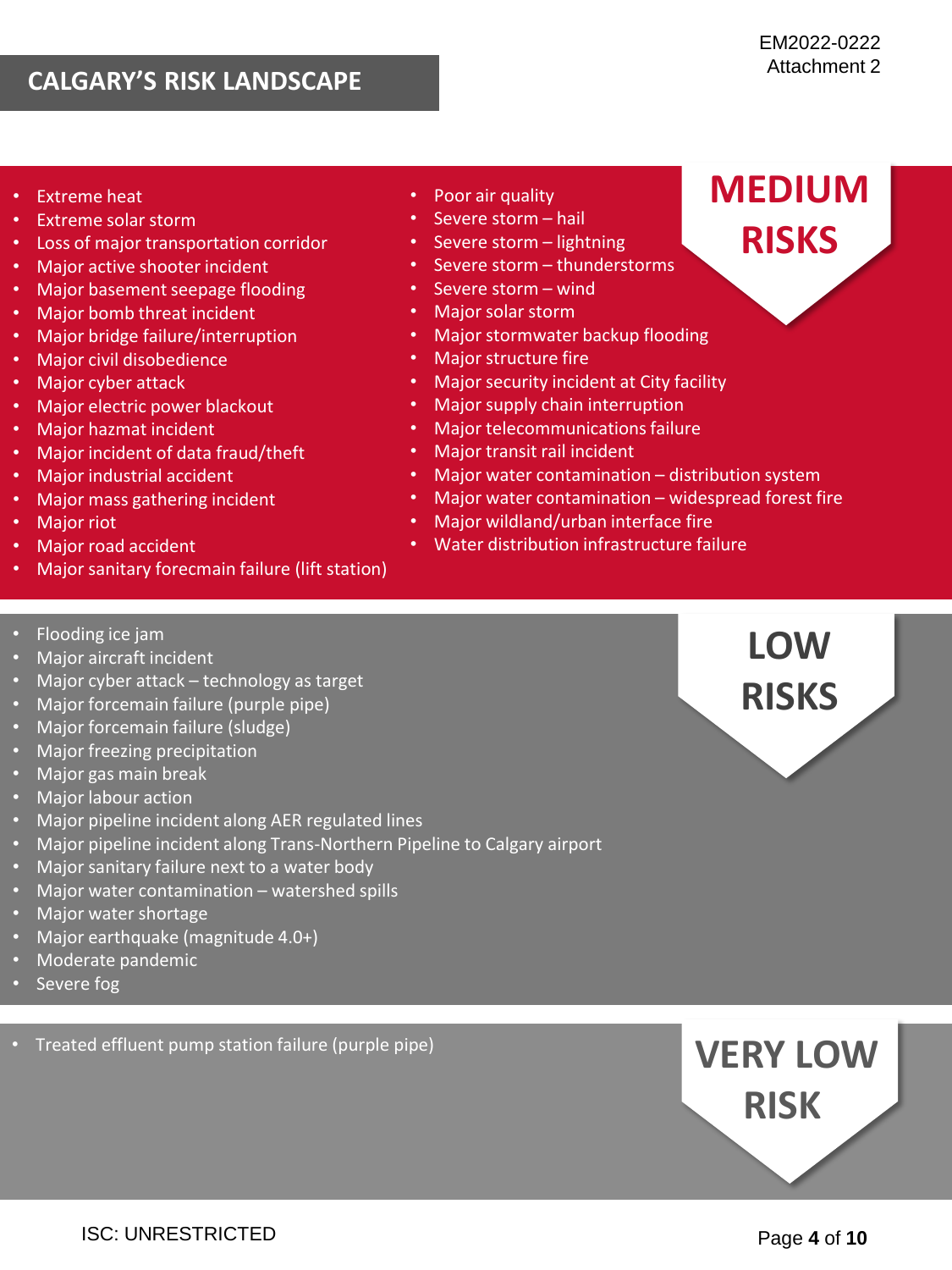# CALGARY'S RISK LANDSCAPE

EM2022-0222
Attachment 2

## MEDIUM RISKS

- Extreme heat
- Extreme solar storm
- Loss of major transportation corridor
- Major active shooter incident
- Major basement seepage flooding
- Major bomb threat incident
- Major bridge failure/interruption
- Major civil disobedience
- Major cyber attack
- Major electric power blackout
- Major hazmat incident
- Major incident of data fraud/theft
- Major industrial accident
- Major mass gathering incident
- Major riot
- Major road accident
- Major sanitary forecmain failure (lift station)
- Poor air quality
- Severe storm – hail
- Severe storm – lightning
- Severe storm – thunderstorms
- Severe storm – wind
- Major solar storm
- Major stormwater backup flooding
- Major structure fire
- Major security incident at City facility
- Major supply chain interruption
- Major telecommunications failure
- Major transit rail incident
- Major water contamination – distribution system
- Major water contamination – widespread forest fire
- Major wildland/urban interface fire
- Water distribution infrastructure failure

## LOW RISKS

- Flooding ice jam
- Major aircraft incident
- Major cyber attack – technology as target
- Major forcemain failure (purple pipe)
- Major forcemain failure (sludge)
- Major freezing precipitation
- Major gas main break
- Major labour action
- Major pipeline incident along AER regulated lines
- Major pipeline incident along Trans-Northern Pipeline to Calgary airport
- Major sanitary failure next to a water body
- Major water contamination – watershed spills
- Major water shortage
- Major earthquake (magnitude 4.0+)
- Moderate pandemic
- Severe fog

## VERY LOW RISK

- Treated effluent pump station failure (purple pipe)

ISC: UNRESTRICTED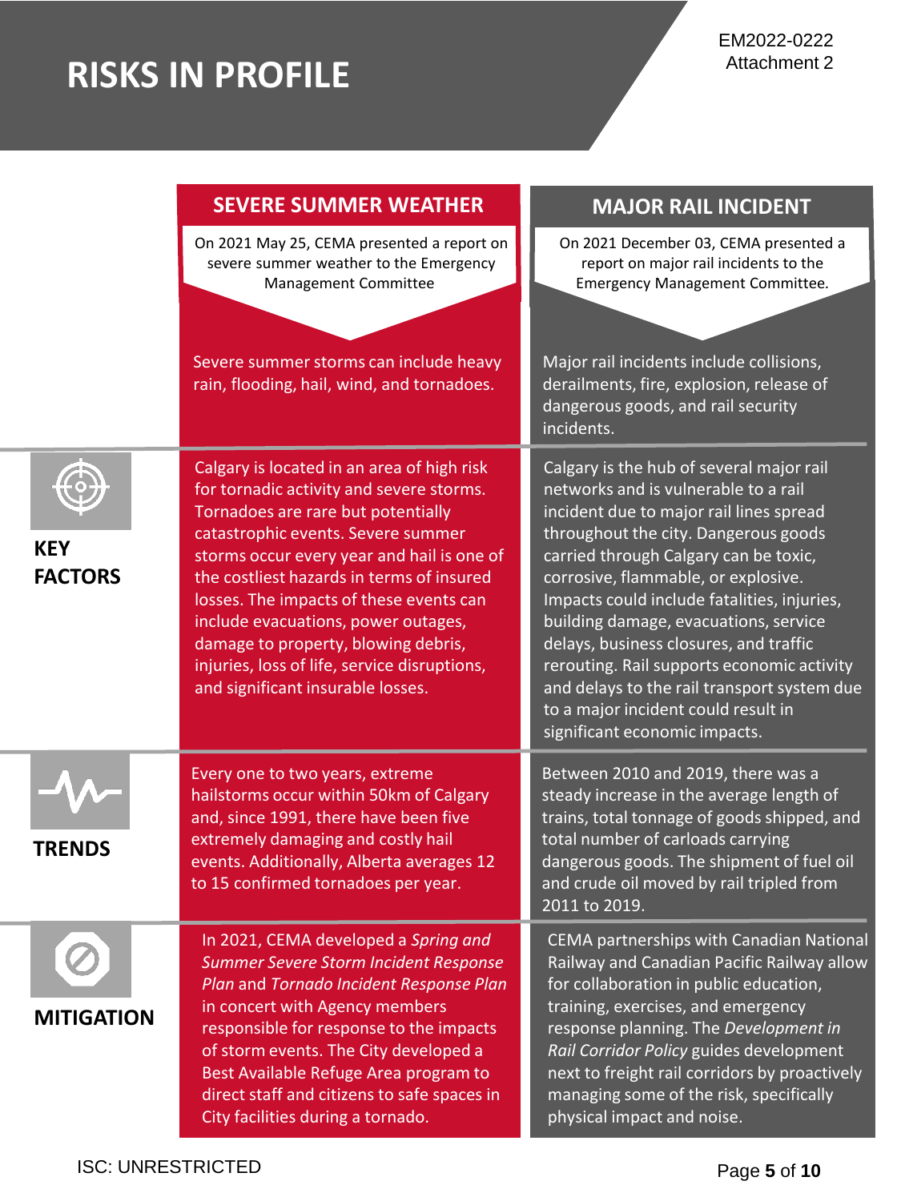# RISKS IN PROFILE

EM2022-0222
Attachment 2

| | SEVERE SUMMER WEATHER | MAJOR RAIL INCIDENT |
|---|---|---|
| | On 2021 May 25, CEMA presented a report on severe summer weather to the Emergency Management Committee | On 2021 December 03, CEMA presented a report on major rail incidents to the Emergency Management Committee. |
| | Severe summer storms can include heavy rain, flooding, hail, wind, and tornadoes. | Major rail incidents include collisions, derailments, fire, explosion, release of dangerous goods, and rail security incidents. |
| **KEY FACTORS** | Calgary is located in an area of high risk for tornadic activity and severe storms. Tornadoes are rare but potentially catastrophic events. Severe summer storms occur every year and hail is one of the costliest hazards in terms of insured losses. The impacts of these events can include evacuations, power outages, damage to property, blowing debris, injuries, loss of life, service disruptions, and significant insurable losses. | Calgary is the hub of several major rail networks and is vulnerable to a rail incident due to major rail lines spread throughout the city. Dangerous goods carried through Calgary can be toxic, corrosive, flammable, or explosive. Impacts could include fatalities, injuries, building damage, evacuations, service delays, business closures, and traffic rerouting. Rail supports economic activity and delays to the rail transport system due to a major incident could result in significant economic impacts. |
| **TRENDS** | Every one to two years, extreme hailstorms occur within 50km of Calgary and, since 1991, there have been five extremely damaging and costly hail events. Additionally, Alberta averages 12 to 15 confirmed tornadoes per year. | Between 2010 and 2019, there was a steady increase in the average length of trains, total tonnage of goods shipped, and total number of carloads carrying dangerous goods. The shipment of fuel oil and crude oil moved by rail tripled from 2011 to 2019. |
| **MITIGATION** | In 2021, CEMA developed a *Spring and Summer Severe Storm Incident Response Plan* and *Tornado Incident Response Plan* in concert with Agency members responsible for response to the impacts of storm events. The City developed a Best Available Refuge Area program to direct staff and citizens to safe spaces in City facilities during a tornado. | CEMA partnerships with Canadian National Railway and Canadian Pacific Railway allow for collaboration in public education, training, exercises, and emergency response planning. The *Development in Rail Corridor Policy* guides development next to freight rail corridors by proactively managing some of the risk, specifically physical impact and noise. |

ISC: UNRESTRICTED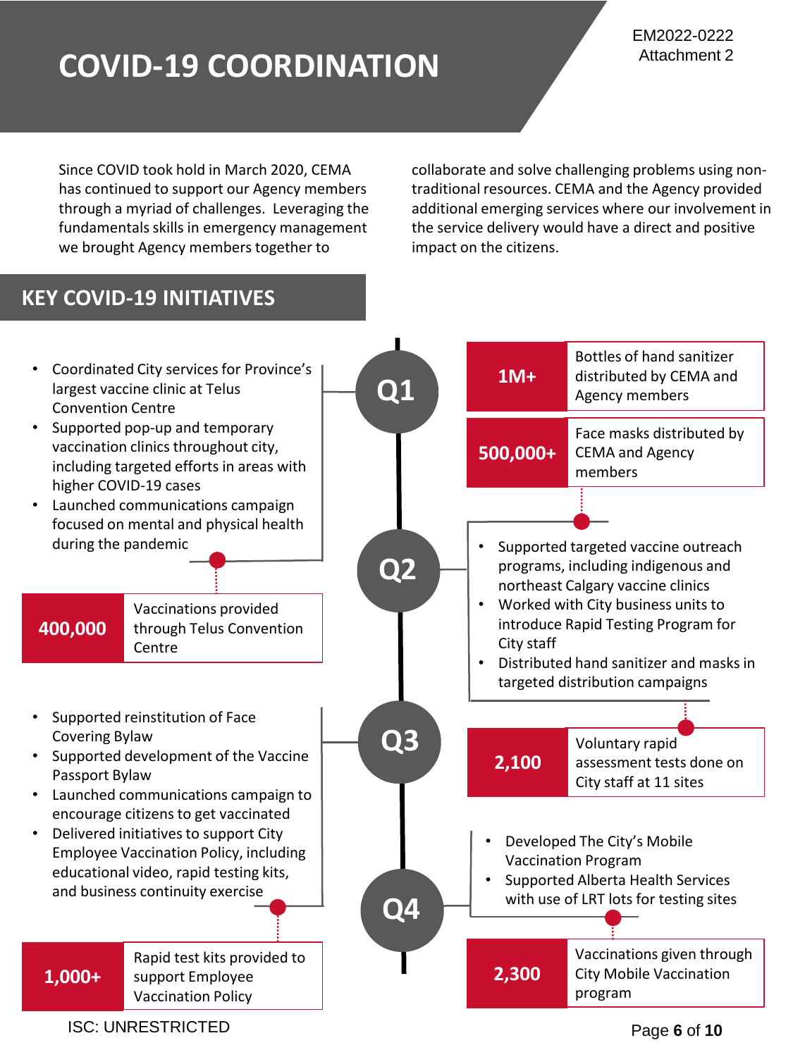# COVID-19 COORDINATION

EM2022-0222
Attachment 2

Since COVID took hold in March 2020, CEMA has continued to support our Agency members through a myriad of challenges. Leveraging the fundamentals skills in emergency management we brought Agency members together to collaborate and solve challenging problems using non-traditional resources. CEMA and the Agency provided additional emerging services where our involvement in the service delivery would have a direct and positive impact on the citizens.

## KEY COVID-19 INITIATIVES

### Q1

- Coordinated City services for Province's largest vaccine clinic at Telus Convention Centre
- Supported pop-up and temporary vaccination clinics throughout city, including targeted efforts in areas with higher COVID-19 cases
- Launched communications campaign focused on mental and physical health during the pandemic

**1M+** Bottles of hand sanitizer distributed by CEMA and Agency members

**500,000+** Face masks distributed by CEMA and Agency members

**400,000** Vaccinations provided through Telus Convention Centre

### Q2

- Supported targeted vaccine outreach programs, including indigenous and northeast Calgary vaccine clinics
- Worked with City business units to introduce Rapid Testing Program for City staff
- Distributed hand sanitizer and masks in targeted distribution campaigns

**2,100** Voluntary rapid assessment tests done on City staff at 11 sites

### Q3

- Supported reinstitution of Face Covering Bylaw
- Supported development of the Vaccine Passport Bylaw
- Launched communications campaign to encourage citizens to get vaccinated
- Delivered initiatives to support City Employee Vaccination Policy, including educational video, rapid testing kits, and business continuity exercise

**1,000+** Rapid test kits provided to support Employee Vaccination Policy

### Q4

- Developed The City's Mobile Vaccination Program
- Supported Alberta Health Services with use of LRT lots for testing sites

**2,300** Vaccinations given through City Mobile Vaccination program

ISC: UNRESTRICTED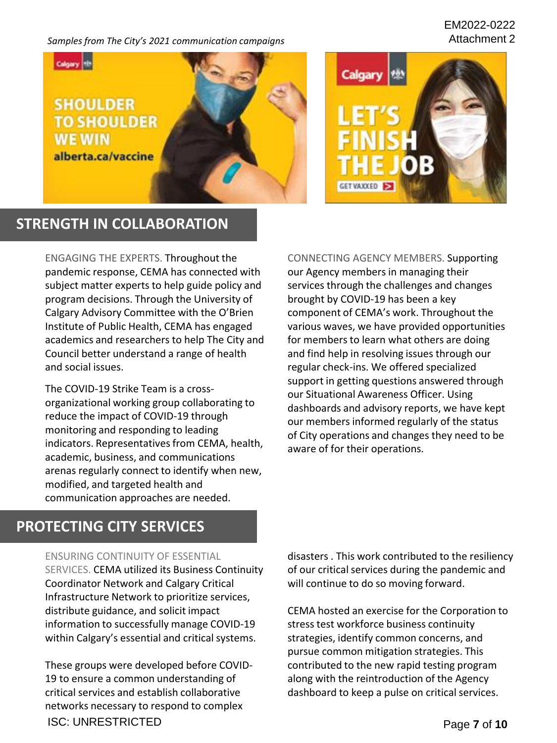*Samples from The City's 2021 communication campaigns*

## STRENGTH IN COLLABORATION

ENGAGING THE EXPERTS. Throughout the pandemic response, CEMA has connected with subject matter experts to help guide policy and program decisions. Through the University of Calgary Advisory Committee with the O'Brien Institute of Public Health, CEMA has engaged academics and researchers to help The City and Council better understand a range of health and social issues.

The COVID-19 Strike Team is a cross-organizational working group collaborating to reduce the impact of COVID-19 through monitoring and responding to leading indicators. Representatives from CEMA, health, academic, business, and communications arenas regularly connect to identify when new, modified, and targeted health and communication approaches are needed.

CONNECTING AGENCY MEMBERS. Supporting our Agency members in managing their services through the challenges and changes brought by COVID-19 has been a key component of CEMA's work. Throughout the various waves, we have provided opportunities for members to learn what others are doing and find help in resolving issues through our regular check-ins. We offered specialized support in getting questions answered through our Situational Awareness Officer. Using dashboards and advisory reports, we have kept our members informed regularly of the status of City operations and changes they need to be aware of for their operations.

## PROTECTING CITY SERVICES

ENSURING CONTINUITY OF ESSENTIAL SERVICES. CEMA utilized its Business Continuity Coordinator Network and Calgary Critical Infrastructure Network to prioritize services, distribute guidance, and solicit impact information to successfully manage COVID-19 within Calgary's essential and critical systems.

These groups were developed before COVID-19 to ensure a common understanding of critical services and establish collaborative networks necessary to respond to complex disasters . This work contributed to the resiliency of our critical services during the pandemic and will continue to do so moving forward.

CEMA hosted an exercise for the Corporation to stress test workforce business continuity strategies, identify common concerns, and pursue common mitigation strategies. This contributed to the new rapid testing program along with the reintroduction of the Agency dashboard to keep a pulse on critical services.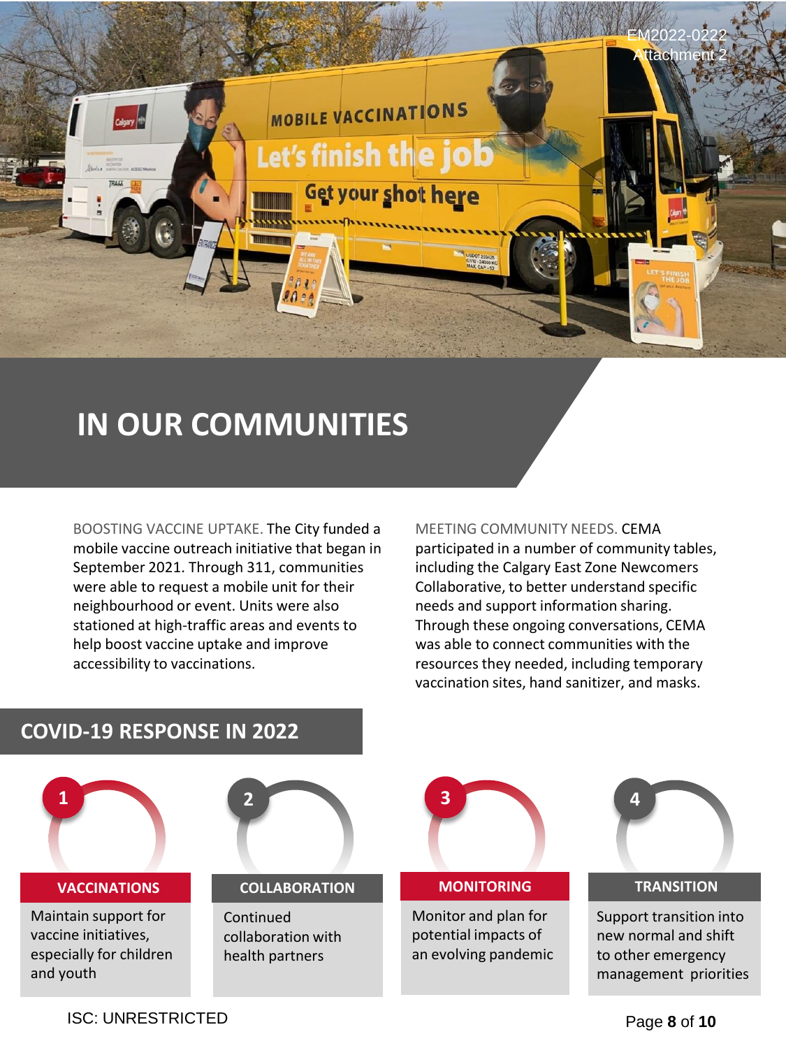EM2022-0222
Attachment 2

# IN OUR COMMUNITIES

BOOSTING VACCINE UPTAKE. The City funded a mobile vaccine outreach initiative that began in September 2021. Through 311, communities were able to request a mobile unit for their neighbourhood or event. Units were also stationed at high-traffic areas and events to help boost vaccine uptake and improve accessibility to vaccinations.

MEETING COMMUNITY NEEDS. CEMA participated in a number of community tables, including the Calgary East Zone Newcomers Collaborative, to better understand specific needs and support information sharing. Through these ongoing conversations, CEMA was able to connect communities with the resources they needed, including temporary vaccination sites, hand sanitizer, and masks.

## COVID-19 RESPONSE IN 2022

1. **VACCINATIONS**
   Maintain support for vaccine initiatives, especially for children and youth

2. **COLLABORATION**
   Continued collaboration with health partners

3. **MONITORING**
   Monitor and plan for potential impacts of an evolving pandemic

4. **TRANSITION**
   Support transition into new normal and shift to other emergency management priorities

ISC: UNRESTRICTED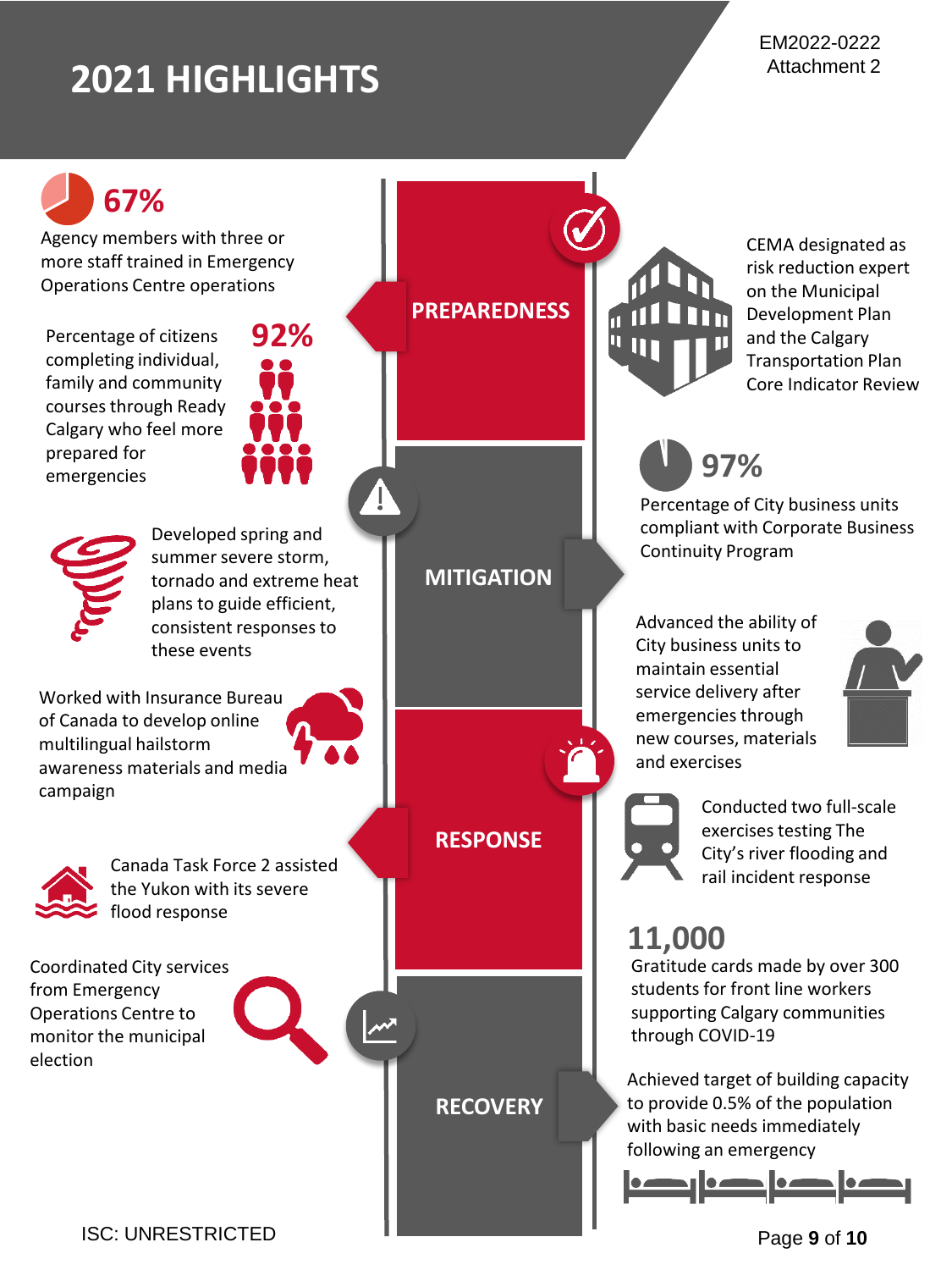# 2021 HIGHLIGHTS

EM2022-0222
Attachment 2

## PREPAREDNESS

**67%**
Agency members with three or more staff trained in Emergency Operations Centre operations

**92%**
Percentage of citizens completing individual, family and community courses through Ready Calgary who feel more prepared for emergencies

CEMA designated as risk reduction expert on the Municipal Development Plan and the Calgary Transportation Plan Core Indicator Review

## MITIGATION

Developed spring and summer severe storm, tornado and extreme heat plans to guide efficient, consistent responses to these events

Worked with Insurance Bureau of Canada to develop online multilingual hailstorm awareness materials and media campaign

**97%**
Percentage of City business units compliant with Corporate Business Continuity Program

Advanced the ability of City business units to maintain essential service delivery after emergencies through new courses, materials and exercises

## RESPONSE

Canada Task Force 2 assisted the Yukon with its severe flood response

Conducted two full-scale exercises testing The City's river flooding and rail incident response

## RECOVERY

Coordinated City services from Emergency Operations Centre to monitor the municipal election

**11,000**
Gratitude cards made by over 300 students for front line workers supporting Calgary communities through COVID-19

Achieved target of building capacity to provide 0.5% of the population with basic needs immediately following an emergency

ISC: UNRESTRICTED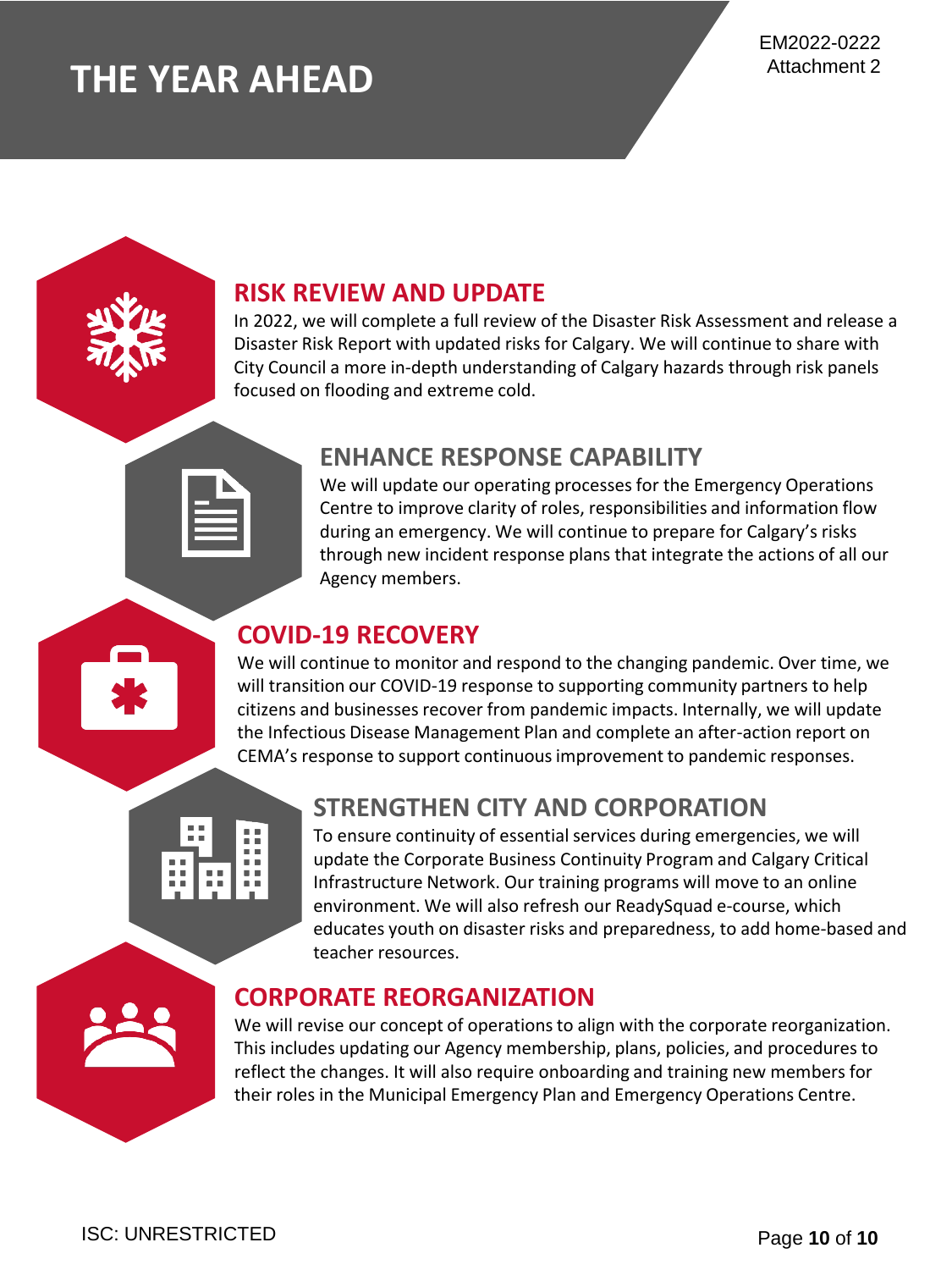# THE YEAR AHEAD

EM2022-0222
Attachment 2

## RISK REVIEW AND UPDATE

In 2022, we will complete a full review of the Disaster Risk Assessment and release a Disaster Risk Report with updated risks for Calgary. We will continue to share with City Council a more in-depth understanding of Calgary hazards through risk panels focused on flooding and extreme cold.

## ENHANCE RESPONSE CAPABILITY

We will update our operating processes for the Emergency Operations Centre to improve clarity of roles, responsibilities and information flow during an emergency. We will continue to prepare for Calgary's risks through new incident response plans that integrate the actions of all our Agency members.

## COVID-19 RECOVERY

We will continue to monitor and respond to the changing pandemic. Over time, we will transition our COVID-19 response to supporting community partners to help citizens and businesses recover from pandemic impacts. Internally, we will update the Infectious Disease Management Plan and complete an after-action report on CEMA's response to support continuous improvement to pandemic responses.

## STRENGTHEN CITY AND CORPORATION

To ensure continuity of essential services during emergencies, we will update the Corporate Business Continuity Program and Calgary Critical Infrastructure Network. Our training programs will move to an online environment. We will also refresh our ReadySquad e-course, which educates youth on disaster risks and preparedness, to add home-based and teacher resources.

## CORPORATE REORGANIZATION

We will revise our concept of operations to align with the corporate reorganization. This includes updating our Agency membership, plans, policies, and procedures to reflect the changes. It will also require onboarding and training new members for their roles in the Municipal Emergency Plan and Emergency Operations Centre.

ISC: UNRESTRICTED